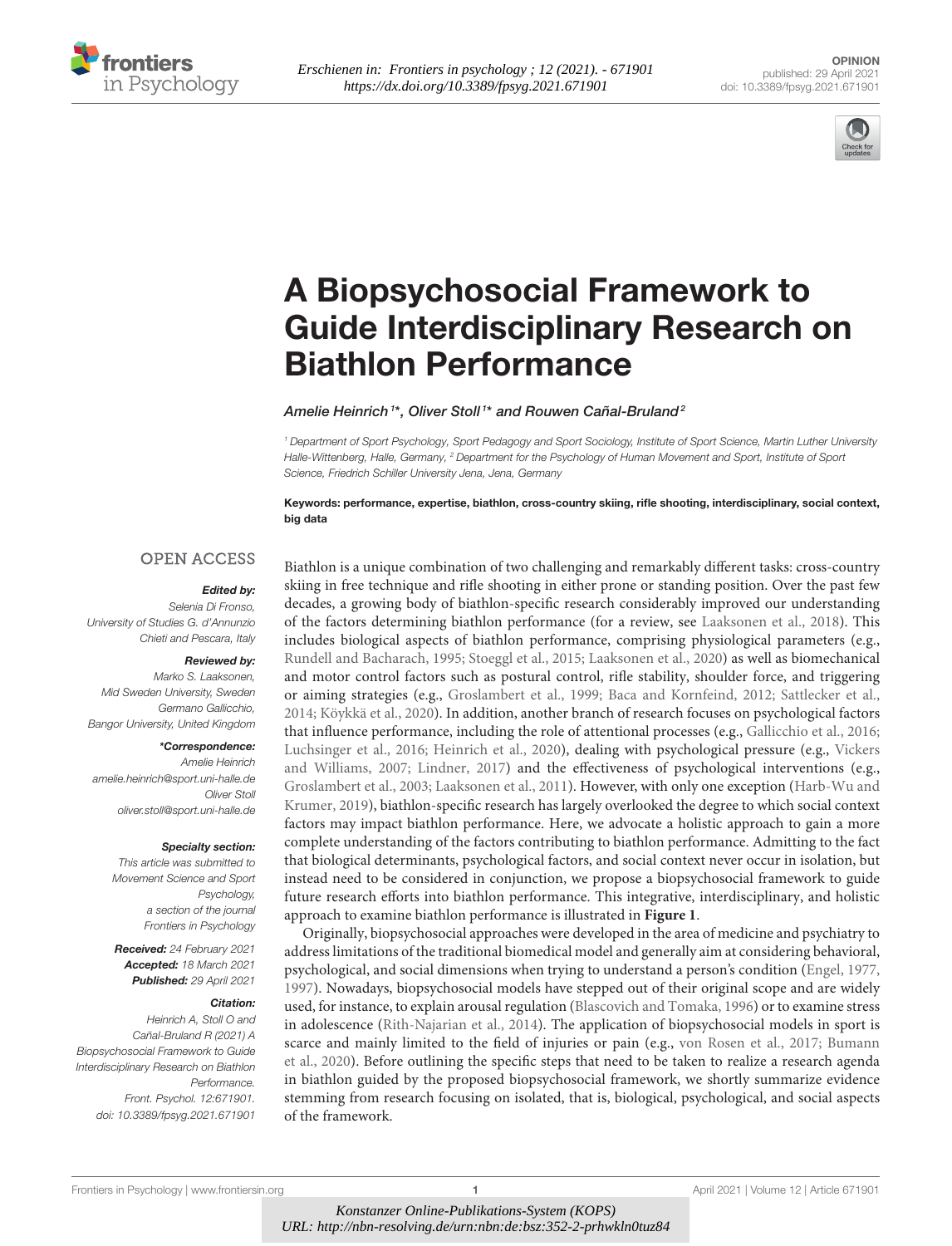Erschienen in: Frontiers in psychology ; 12 (2021). - 671901
https://dx.doi.org/10.3389/fpsyg.2021.671901

OPINION
published: 29 April 2021
doi: 10.3389/fpsyg.2021.671901

# A Biopsychosocial Framework to Guide Interdisciplinary Research on Biathlon Performance

*Amelie Heinrich[1]\*, Oliver Stoll[1]\* and Rouwen Cañal-Bruland[2]*

[1] Department of Sport Psychology, Sport Pedagogy and Sport Sociology, Institute of Sport Science, Martin Luther University Halle-Wittenberg, Halle, Germany, [2] Department for the Psychology of Human Movement and Sport, Institute of Sport Science, Friedrich Schiller University Jena, Jena, Germany

**Keywords: performance, expertise, biathlon, cross-country skiing, rifle shooting, interdisciplinary, social context, big data**

OPEN ACCESS

***Edited by:***
Selenia Di Fronso,
University of Studies G. d'Annunzio Chieti and Pescara, Italy

***Reviewed by:***
Marko S. Laaksonen,
Mid Sweden University, Sweden
Germano Gallicchio,
Bangor University, United Kingdom

***\*Correspondence:***
Amelie Heinrich
amelie.heinrich@sport.uni-halle.de
Oliver Stoll
oliver.stoll@sport.uni-halle.de

***Specialty section:***
This article was submitted to Movement Science and Sport Psychology, a section of the journal Frontiers in Psychology

***Received:*** 24 February 2021
***Accepted:*** 18 March 2021
***Published:*** 29 April 2021

***Citation:***
Heinrich A, Stoll O and Cañal-Bruland R (2021) A Biopsychosocial Framework to Guide Interdisciplinary Research on Biathlon Performance. Front. Psychol. 12:671901. doi: 10.3389/fpsyg.2021.671901

Biathlon is a unique combination of two challenging and remarkably different tasks: cross-country skiing in free technique and rifle shooting in either prone or standing position. Over the past few decades, a growing body of biathlon-specific research considerably improved our understanding of the factors determining biathlon performance (for a review, see Laaksonen et al., 2018). This includes biological aspects of biathlon performance, comprising physiological parameters (e.g., Rundell and Bacharach, 1995; Stoeggl et al., 2015; Laaksonen et al., 2020) as well as biomechanical and motor control factors such as postural control, rifle stability, shoulder force, and triggering or aiming strategies (e.g., Groslambert et al., 1999; Baca and Kornfeind, 2012; Sattlecker et al., 2014; Köykkä et al., 2020). In addition, another branch of research focuses on psychological factors that influence performance, including the role of attentional processes (e.g., Gallicchio et al., 2016; Luchsinger et al., 2016; Heinrich et al., 2020), dealing with psychological pressure (e.g., Vickers and Williams, 2007; Lindner, 2017) and the effectiveness of psychological interventions (e.g., Groslambert et al., 2003; Laaksonen et al., 2011). However, with only one exception (Harb-Wu and Krumer, 2019), biathlon-specific research has largely overlooked the degree to which social context factors may impact biathlon performance. Here, we advocate a holistic approach to gain a more complete understanding of the factors contributing to biathlon performance. Admitting to the fact that biological determinants, psychological factors, and social context never occur in isolation, but instead need to be considered in conjunction, we propose a biopsychosocial framework to guide future research efforts into biathlon performance. This integrative, interdisciplinary, and holistic approach to examine biathlon performance is illustrated in **Figure 1**.

Originally, biopsychosocial approaches were developed in the area of medicine and psychiatry to address limitations of the traditional biomedical model and generally aim at considering behavioral, psychological, and social dimensions when trying to understand a person's condition (Engel, 1977, 1997). Nowadays, biopsychosocial models have stepped out of their original scope and are widely used, for instance, to explain arousal regulation (Blascovich and Tomaka, 1996) or to examine stress in adolescence (Rith-Najarian et al., 2014). The application of biopsychosocial models in sport is scarce and mainly limited to the field of injuries or pain (e.g., von Rosen et al., 2017; Bumann et al., 2020). Before outlining the specific steps that need to be taken to realize a research agenda in biathlon guided by the proposed biopsychosocial framework, we shortly summarize evidence stemming from research focusing on isolated, that is, biological, psychological, and social aspects of the framework.

Konstanzer Online-Publikations-System (KOPS)
URL: http://nbn-resolving.de/urn:nbn:de:bsz:352-2-prhwkln0tuz84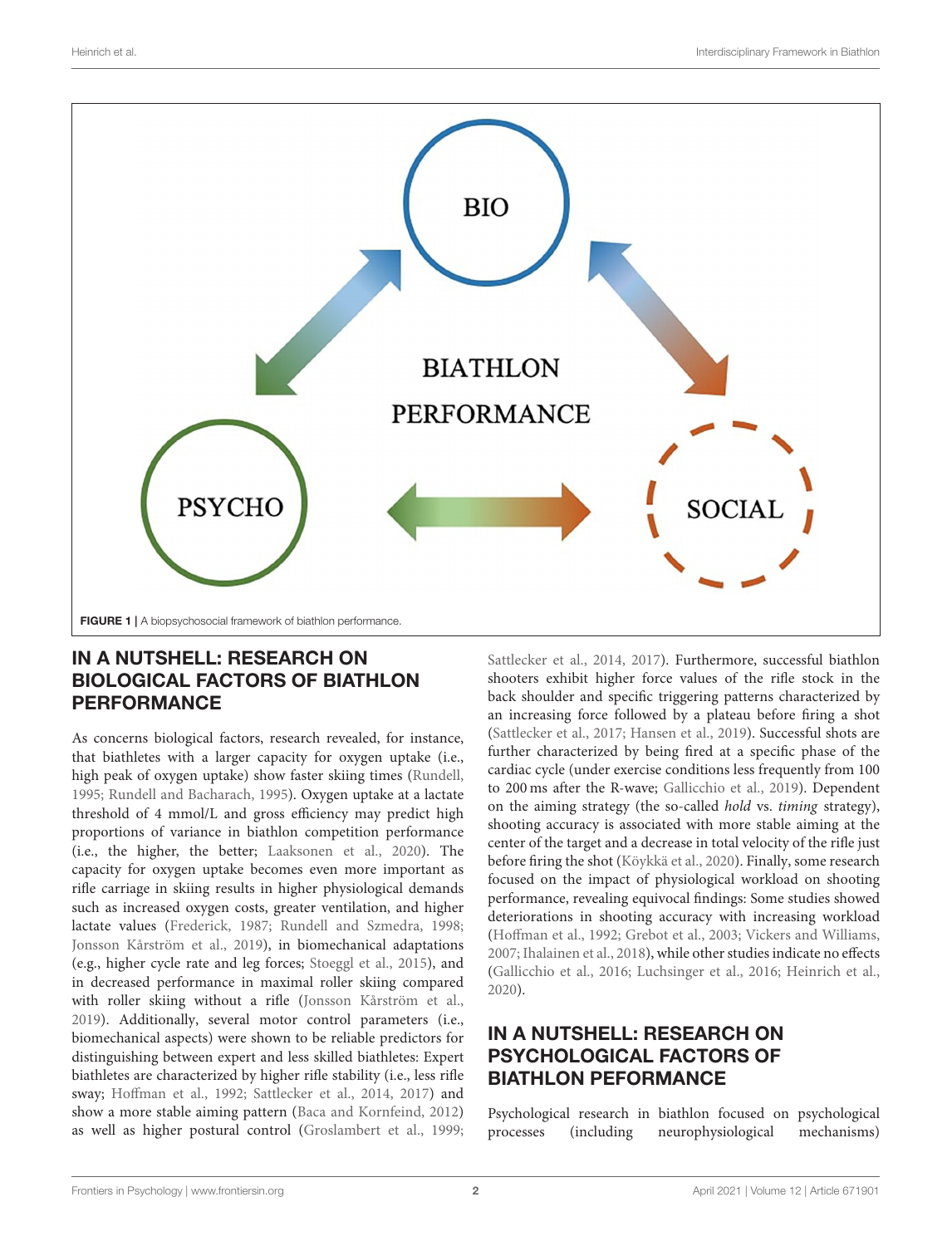FIGURE 1 | A biopsychosocial framework of biathlon performance.

## IN A NUTSHELL: RESEARCH ON BIOLOGICAL FACTORS OF BIATHLON PERFORMANCE

As concerns biological factors, research revealed, for instance, that biathletes with a larger capacity for oxygen uptake (i.e., high peak of oxygen uptake) show faster skiing times (Rundell, 1995; Rundell and Bacharach, 1995). Oxygen uptake at a lactate threshold of 4 mmol/L and gross efficiency may predict high proportions of variance in biathlon competition performance (i.e., the higher, the better; Laaksonen et al., 2020). The capacity for oxygen uptake becomes even more important as rifle carriage in skiing results in higher physiological demands such as increased oxygen costs, greater ventilation, and higher lactate values (Frederick, 1987; Rundell and Szmedra, 1998; Jonsson Kårström et al., 2019), in biomechanical adaptations (e.g., higher cycle rate and leg forces; Stoeggl et al., 2015), and in decreased performance in maximal roller skiing compared with roller skiing without a rifle (Jonsson Kårström et al., 2019). Additionally, several motor control parameters (i.e., biomechanical aspects) were shown to be reliable predictors for distinguishing between expert and less skilled biathletes: Expert biathletes are characterized by higher rifle stability (i.e., less rifle sway; Hoffman et al., 1992; Sattlecker et al., 2014, 2017) and show a more stable aiming pattern (Baca and Kornfeind, 2012) as well as higher postural control (Groslambert et al., 1999; Sattlecker et al., 2014, 2017). Furthermore, successful biathlon shooters exhibit higher force values of the rifle stock in the back shoulder and specific triggering patterns characterized by an increasing force followed by a plateau before firing a shot (Sattlecker et al., 2017; Hansen et al., 2019). Successful shots are further characterized by being fired at a specific phase of the cardiac cycle (under exercise conditions less frequently from 100 to 200 ms after the R-wave; Gallicchio et al., 2019). Dependent on the aiming strategy (the so-called *hold* vs. *timing* strategy), shooting accuracy is associated with more stable aiming at the center of the target and a decrease in total velocity of the rifle just before firing the shot (Köykkä et al., 2020). Finally, some research focused on the impact of physiological workload on shooting performance, revealing equivocal findings: Some studies showed deteriorations in shooting accuracy with increasing workload (Hoffman et al., 1992; Grebot et al., 2003; Vickers and Williams, 2007; Ihalainen et al., 2018), while other studies indicate no effects (Gallicchio et al., 2016; Luchsinger et al., 2016; Heinrich et al., 2020).

## IN A NUTSHELL: RESEARCH ON PSYCHOLOGICAL FACTORS OF BIATHLON PEFORMANCE

Psychological research in biathlon focused on psychological processes (including neurophysiological mechanisms)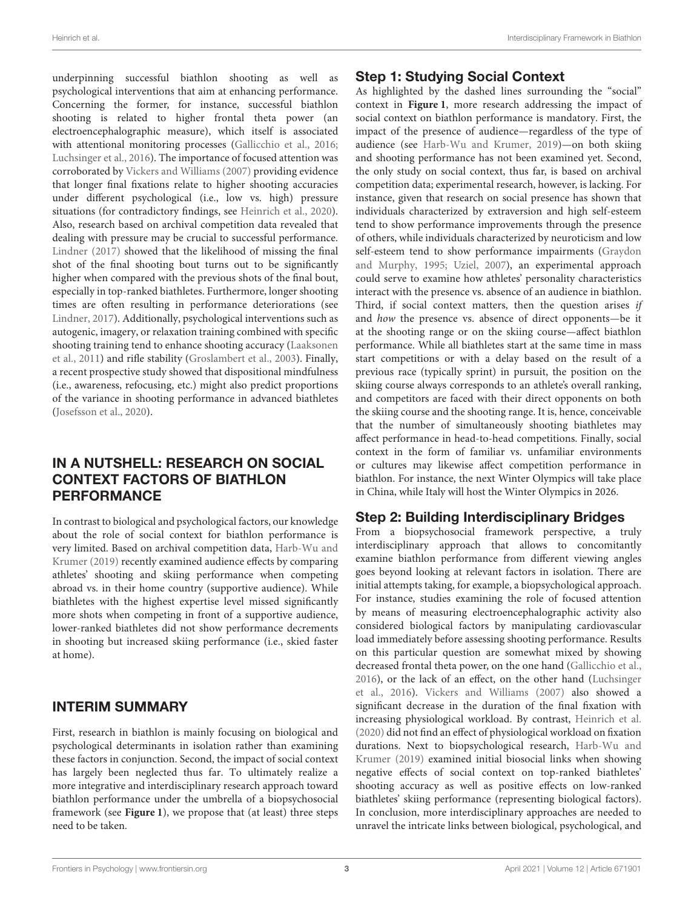underpinning successful biathlon shooting as well as psychological interventions that aim at enhancing performance. Concerning the former, for instance, successful biathlon shooting is related to higher frontal theta power (an electroencephalographic measure), which itself is associated with attentional monitoring processes (Gallicchio et al., 2016; Luchsinger et al., 2016). The importance of focused attention was corroborated by Vickers and Williams (2007) providing evidence that longer final fixations relate to higher shooting accuracies under different psychological (i.e., low vs. high) pressure situations (for contradictory findings, see Heinrich et al., 2020). Also, research based on archival competition data revealed that dealing with pressure may be crucial to successful performance. Lindner (2017) showed that the likelihood of missing the final shot of the final shooting bout turns out to be significantly higher when compared with the previous shots of the final bout, especially in top-ranked biathletes. Furthermore, longer shooting times are often resulting in performance deteriorations (see Lindner, 2017). Additionally, psychological interventions such as autogenic, imagery, or relaxation training combined with specific shooting training tend to enhance shooting accuracy (Laaksonen et al., 2011) and rifle stability (Groslambert et al., 2003). Finally, a recent prospective study showed that dispositional mindfulness (i.e., awareness, refocusing, etc.) might also predict proportions of the variance in shooting performance in advanced biathletes (Josefsson et al., 2020).

## IN A NUTSHELL: RESEARCH ON SOCIAL CONTEXT FACTORS OF BIATHLON PERFORMANCE

In contrast to biological and psychological factors, our knowledge about the role of social context for biathlon performance is very limited. Based on archival competition data, Harb-Wu and Krumer (2019) recently examined audience effects by comparing athletes' shooting and skiing performance when competing abroad vs. in their home country (supportive audience). While biathletes with the highest expertise level missed significantly more shots when competing in front of a supportive audience, lower-ranked biathletes did not show performance decrements in shooting but increased skiing performance (i.e., skied faster at home).

## INTERIM SUMMARY

First, research in biathlon is mainly focusing on biological and psychological determinants in isolation rather than examining these factors in conjunction. Second, the impact of social context has largely been neglected thus far. To ultimately realize a more integrative and interdisciplinary research approach toward biathlon performance under the umbrella of a biopsychosocial framework (see **Figure 1**), we propose that (at least) three steps need to be taken.

### Step 1: Studying Social Context

As highlighted by the dashed lines surrounding the "social" context in **Figure 1**, more research addressing the impact of social context on biathlon performance is mandatory. First, the impact of the presence of audience—regardless of the type of audience (see Harb-Wu and Krumer, 2019)—on both skiing and shooting performance has not been examined yet. Second, the only study on social context, thus far, is based on archival competition data; experimental research, however, is lacking. For instance, given that research on social presence has shown that individuals characterized by extraversion and high self-esteem tend to show performance improvements through the presence of others, while individuals characterized by neuroticism and low self-esteem tend to show performance impairments (Graydon and Murphy, 1995; Uziel, 2007), an experimental approach could serve to examine how athletes' personality characteristics interact with the presence vs. absence of an audience in biathlon. Third, if social context matters, then the question arises *if* and *how* the presence vs. absence of direct opponents—be it at the shooting range or on the skiing course—affect biathlon performance. While all biathletes start at the same time in mass start competitions or with a delay based on the result of a previous race (typically sprint) in pursuit, the position on the skiing course always corresponds to an athlete's overall ranking, and competitors are faced with their direct opponents on both the skiing course and the shooting range. It is, hence, conceivable that the number of simultaneously shooting biathletes may affect performance in head-to-head competitions. Finally, social context in the form of familiar vs. unfamiliar environments or cultures may likewise affect competition performance in biathlon. For instance, the next Winter Olympics will take place in China, while Italy will host the Winter Olympics in 2026.

### Step 2: Building Interdisciplinary Bridges

From a biopsychosocial framework perspective, a truly interdisciplinary approach that allows to concomitantly examine biathlon performance from different viewing angles goes beyond looking at relevant factors in isolation. There are initial attempts taking, for example, a biopsychological approach. For instance, studies examining the role of focused attention by means of measuring electroencephalographic activity also considered biological factors by manipulating cardiovascular load immediately before assessing shooting performance. Results on this particular question are somewhat mixed by showing decreased frontal theta power, on the one hand (Gallicchio et al., 2016), or the lack of an effect, on the other hand (Luchsinger et al., 2016). Vickers and Williams (2007) also showed a significant decrease in the duration of the final fixation with increasing physiological workload. By contrast, Heinrich et al. (2020) did not find an effect of physiological workload on fixation durations. Next to biopsychological research, Harb-Wu and Krumer (2019) examined initial biosocial links when showing negative effects of social context on top-ranked biathletes' shooting accuracy as well as positive effects on low-ranked biathletes' skiing performance (representing biological factors). In conclusion, more interdisciplinary approaches are needed to unravel the intricate links between biological, psychological, and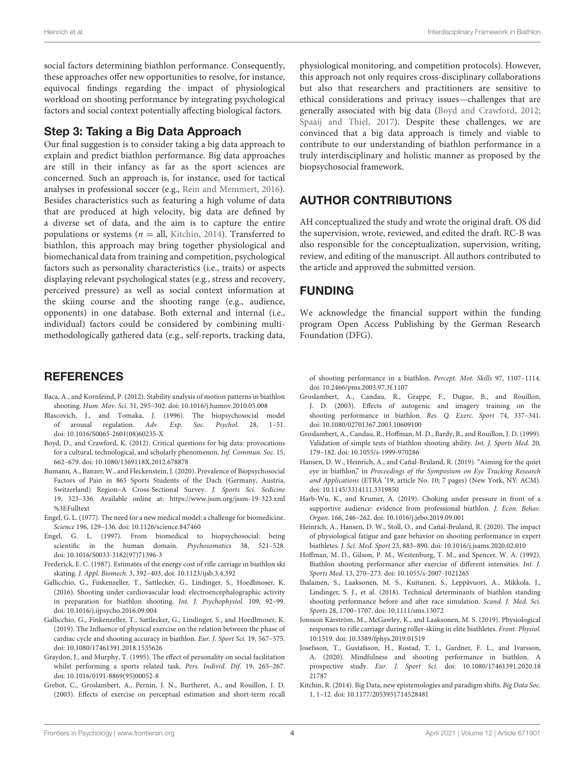social factors determining biathlon performance. Consequently, these approaches offer new opportunities to resolve, for instance, equivocal findings regarding the impact of physiological workload on shooting performance by integrating psychological factors and social context potentially affecting biological factors.

### Step 3: Taking a Big Data Approach

Our final suggestion is to consider taking a big data approach to explain and predict biathlon performance. Big data approaches are still in their infancy as far as the sport sciences are concerned. Such an approach is, for instance, used for tactical analyses in professional soccer (e.g., Rein and Memmert, 2016). Besides characteristics such as featuring a high volume of data that are produced at high velocity, big data are defined by a diverse set of data, and the aim is to capture the entire populations or systems ($n$ = all, Kitchin, 2014). Transferred to biathlon, this approach may bring together physiological and biomechanical data from training and competition, psychological factors such as personality characteristics (i.e., traits) or aspects displaying relevant psychological states (e.g., stress and recovery, perceived pressure) as well as social context information at the skiing course and the shooting range (e.g., audience, opponents) in one database. Both external and internal (i.e., individual) factors could be considered by combining multi-methodologically gathered data (e.g., self-reports, tracking data, physiological monitoring, and competition protocols). However, this approach not only requires cross-disciplinary collaborations but also that researchers and practitioners are sensitive to ethical considerations and privacy issues—challenges that are generally associated with big data (Boyd and Crawford, 2012; Spaaij and Thiel, 2017). Despite these challenges, we are convinced that a big data approach is timely and viable to contribute to our understanding of biathlon performance in a truly interdisciplinary and holistic manner as proposed by the biopsychosocial framework.

## AUTHOR CONTRIBUTIONS

AH conceptualized the study and wrote the original draft. OS did the supervision, wrote, reviewed, and edited the draft. RC-B was also responsible for the conceptualization, supervision, writing, review, and editing of the manuscript. All authors contributed to the article and approved the submitted version.

## FUNDING

We acknowledge the financial support within the funding program Open Access Publishing by the German Research Foundation (DFG).

## REFERENCES

Baca, A., and Kornfeind, P. (2012). Stability analysis of motion patterns in biathlon shooting. *Hum. Mov. Sci.* 31, 295–302. doi: 10.1016/j.humov.2010.05.008

Blascovich, J., and Tomaka, J. (1996). The biopsychosocial model of arousal regulation. *Adv. Exp. Soc. Psychol.* 28, 1–51. doi: 10.1016/S0065-2601(08)60235-X

Boyd, D., and Crawford, K. (2012). Critical questions for big data: provocations for a cultural, technological, and scholarly phenomenon. *Inf. Commun. Soc.* 15, 662–679. doi: 10.1080/1369118X.2012.678878

Bumann, A., Banzer, W., and Fleckenstein, J. (2020). Prevalence of Biopsychosocial Factors of Pain in 865 Sports Students of the Dach (Germany, Austria, Switzerland) Region–A Cross-Sectional Survey. *J. Sports Sci. Sedicine* 19, 323–336. Available online at: https://www.jssm.org/jssm-19-323.xml%3EFulltext

Engel, G. L. (1977). The need for a new medical model: a challenge for biomedicine. *Science* 196, 129–136. doi: 10.1126/science.847460

Engel, G. L. (1997). From biomedical to biopsychosocial: being scientific in the human domain. *Psychosomatics* 38, 521–528. doi: 10.1016/S0033-3182(97)71396-3

Frederick, E. C. (1987). Estimates of the energy cost of rifle carriage in biathlon ski skating. *J. Appl. Biomech.* 3, 392–403. doi: 10.1123/ijsb.3.4.392

Gallicchio, G., Finkenzeller, T., Sattlecker, G., Lindinger, S., Hoedlmoser, K. (2016). Shooting under cardiovascular load: electroencephalographic activity in preparation for biathlon shooting. *Int. J. Psychophysiol.* 109, 92–99. doi: 10.1016/j.ijpsycho.2016.09.004

Gallicchio, G., Finkenzeller, T., Sattlecker, G., Lindinger, S., and Hoedlmoser, K. (2019). The Influence of physical exercise on the relation between the phase of cardiac cycle and shooting accuracy in biathlon. *Eur. J. Sport Sci.* 19, 567–575. doi: 10.1080/17461391.2018.1535626

Graydon, J., and Murphy, T. (1995). The effect of personality on social facilitation whilst performing a sports related task. *Pers. Individ. Dif.* 19, 265–267. doi: 10.1016/0191-8869(95)00052-8

Grebot, C., Groslambert, A., Pernin, J. N., Burtheret, A., and Rouillon, J. D. (2003). Effects of exercise on perceptual estimation and short-term recall of shooting performance in a biathlon. *Percept. Mot. Skills* 97, 1107–1114. doi: 10.2466/pms.2003.97.3f.1107

Groslambert, A., Candau, R., Grappe, F., Dugue, B., and Rouillon, J. D. (2003). Effects of autogenic and imagery training on the shooting performance in biathlon. *Res. Q. Exerc. Sport* 74, 337–341. doi: 10.1080/02701367.2003.10609100

Groslambert, A., Candau, R., Hoffman, M. D., Bardy, B., and Rouillon, J. D. (1999). Validation of simple tests of biathlon shooting ability. *Int. J. Sports Med.* 20, 179–182. doi: 10.1055/s-1999-970286

Hansen, D. W., Heinrich, A., and Cañal-Bruland, R. (2019). "Aiming for the quiet eye in biathlon," in *Proceedings of the Symposium on Eye Tracking Research and Applications* (ETRA '19; article No. 10; 7 pages) (New York, NY: ACM). doi: 10.1145/3314111.3319850

Harb-Wu, K., and Krumer, A. (2019). Choking under pressure in front of a supportive audience: evidence from professional biathlon. *J. Econ. Behav. Organ.* 166, 246–262. doi: 10.1016/j.jebo.2019.09.001

Heinrich, A., Hansen, D. W., Stoll, O., and Cañal-Bruland, R. (2020). The impact of physiological fatigue and gaze behavior on shooting performance in expert biathletes. *J. Sci. Med. Sport* 23, 883–890. doi: 10.1016/j.jsams.2020.02.010

Hoffman, M. D., Gilson, P. M., Westenburg, T. M., and Spencer, W. A. (1992). Biathlon shooting performance after exercise of different intensities. *Int. J. Sports Med.* 13, 270–273. doi: 10.1055/s-2007-1021265

Ihalainen, S., Laaksonen, M. S., Kuitunen, S., Leppävuori, A., Mikkola, J., Lindinger, S. J., et al. (2018). Technical determinants of biathlon standing shooting performance before and after race simulation. *Scand. J. Med. Sci. Sports* 28, 1700–1707. doi: 10.1111/sms.13072

Jonsson Kårström, M., McGawley, K., and Laaksonen, M. S. (2019). Physiological responses to rifle carriage during roller-skiing in elite biathletes. *Front. Physiol.* 10:1519. doi: 10.3389/fphys.2019.01519

Josefsson, T., Gustafsson, H., Rostad, T. I., Gardner, F. L., and Ivarsson, A. (2020). Mindfulness and shooting performance in biathlon. A prospective study. *Eur. J. Sport Sci.* doi: 10.1080/17461391.2020.1821787

Kitchin, R. (2014). Big Data, new epistemologies and paradigm shifts. *Big Data Soc.* 1, 1–12. doi: 10.1177/2053951714528481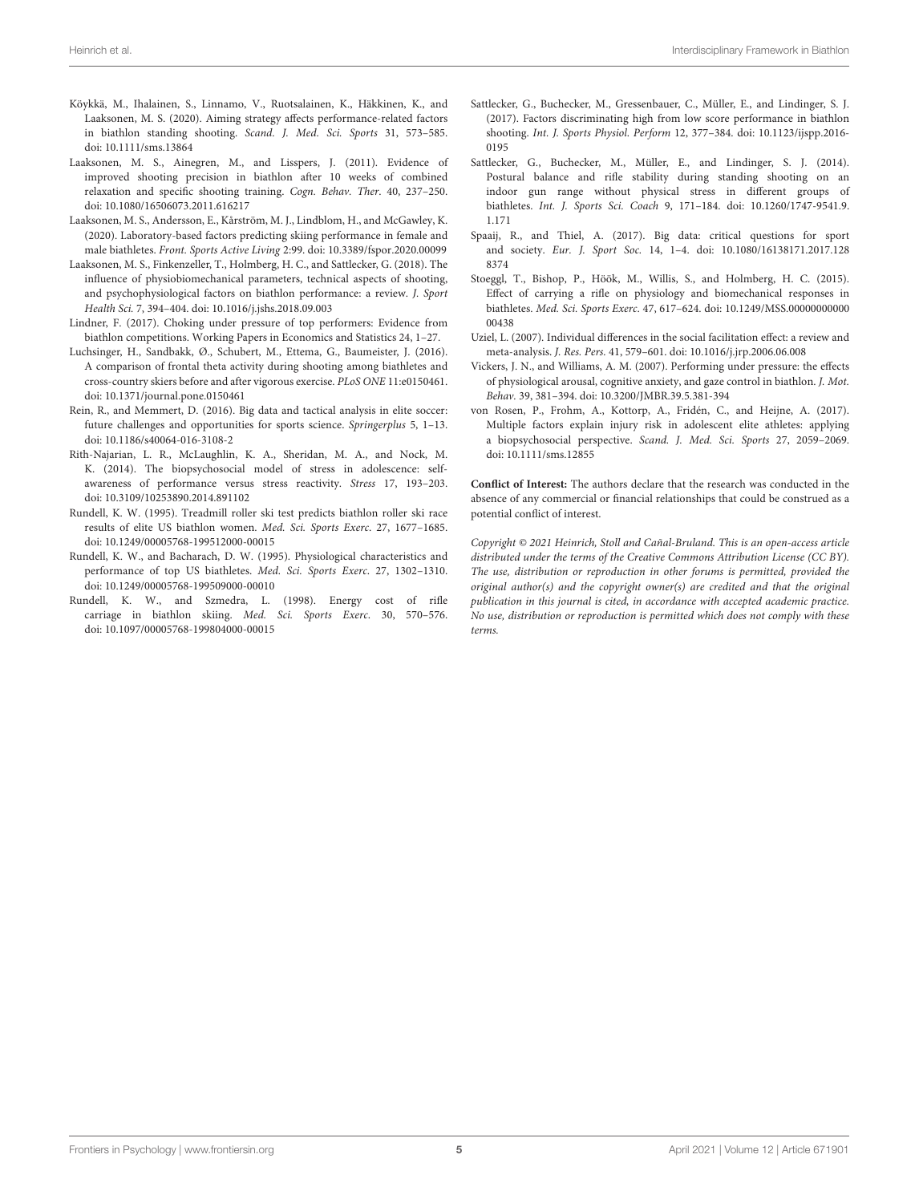Köykkä, M., Ihalainen, S., Linnamo, V., Ruotsalainen, K., Häkkinen, K., and Laaksonen, M. S. (2020). Aiming strategy affects performance-related factors in biathlon standing shooting. *Scand. J. Med. Sci. Sports* 31, 573–585. doi: 10.1111/sms.13864

Laaksonen, M. S., Ainegren, M., and Lisspers, J. (2011). Evidence of improved shooting precision in biathlon after 10 weeks of combined relaxation and specific shooting training. *Cogn. Behav. Ther*. 40, 237–250. doi: 10.1080/16506073.2011.616217

Laaksonen, M. S., Andersson, E., Kårström, M. J., Lindblom, H., and McGawley, K. (2020). Laboratory-based factors predicting skiing performance in female and male biathletes. *Front. Sports Active Living* 2:99. doi: 10.3389/fspor.2020.00099

Laaksonen, M. S., Finkenzeller, T., Holmberg, H. C., and Sattlecker, G. (2018). The influence of physiobiomechanical parameters, technical aspects of shooting, and psychophysiological factors on biathlon performance: a review. *J. Sport Health Sci*. 7, 394–404. doi: 10.1016/j.jshs.2018.09.003

Lindner, F. (2017). Choking under pressure of top performers: Evidence from biathlon competitions. Working Papers in Economics and Statistics 24, 1–27.

Luchsinger, H., Sandbakk, Ø., Schubert, M., Ettema, G., Baumeister, J. (2016). A comparison of frontal theta activity during shooting among biathletes and cross-country skiers before and after vigorous exercise. *PLoS ONE* 11:e0150461. doi: 10.1371/journal.pone.0150461

Rein, R., and Memmert, D. (2016). Big data and tactical analysis in elite soccer: future challenges and opportunities for sports science. *Springerplus* 5, 1–13. doi: 10.1186/s40064-016-3108-2

Rith-Najarian, L. R., McLaughlin, K. A., Sheridan, M. A., and Nock, M. K. (2014). The biopsychosocial model of stress in adolescence: self-awareness of performance versus stress reactivity. *Stress* 17, 193–203. doi: 10.3109/10253890.2014.891102

Rundell, K. W. (1995). Treadmill roller ski test predicts biathlon roller ski race results of elite US biathlon women. *Med. Sci. Sports Exerc*. 27, 1677–1685. doi: 10.1249/00005768-199512000-00015

Rundell, K. W., and Bacharach, D. W. (1995). Physiological characteristics and performance of top US biathletes. *Med. Sci. Sports Exerc*. 27, 1302–1310. doi: 10.1249/00005768-199509000-00010

Rundell, K. W., and Szmedra, L. (1998). Energy cost of rifle carriage in biathlon skiing. *Med. Sci. Sports Exerc*. 30, 570–576. doi: 10.1097/00005768-199804000-00015

Sattlecker, G., Buchecker, M., Gressenbauer, C., Müller, E., and Lindinger, S. J. (2017). Factors discriminating high from low score performance in biathlon shooting. *Int. J. Sports Physiol. Perform* 12, 377–384. doi: 10.1123/ijspp.2016-0195

Sattlecker, G., Buchecker, M., Müller, E., and Lindinger, S. J. (2014). Postural balance and rifle stability during standing shooting on an indoor gun range without physical stress in different groups of biathletes. *Int. J. Sports Sci. Coach* 9, 171–184. doi: 10.1260/1747-9541.9.1.171

Spaaij, R., and Thiel, A. (2017). Big data: critical questions for sport and society. *Eur. J. Sport Soc*. 14, 1–4. doi: 10.1080/16138171.2017.1288374

Stoeggl, T., Bishop, P., Höök, M., Willis, S., and Holmberg, H. C. (2015). Effect of carrying a rifle on physiology and biomechanical responses in biathletes. *Med. Sci. Sports Exerc*. 47, 617–624. doi: 10.1249/MSS.0000000000000438

Uziel, L. (2007). Individual differences in the social facilitation effect: a review and meta-analysis. *J. Res. Pers*. 41, 579–601. doi: 10.1016/j.jrp.2006.06.008

Vickers, J. N., and Williams, A. M. (2007). Performing under pressure: the effects of physiological arousal, cognitive anxiety, and gaze control in biathlon. *J. Mot. Behav*. 39, 381–394. doi: 10.3200/JMBR.39.5.381-394

von Rosen, P., Frohm, A., Kottorp, A., Fridén, C., and Heijne, A. (2017). Multiple factors explain injury risk in adolescent elite athletes: applying a biopsychosocial perspective. *Scand. J. Med. Sci. Sports* 27, 2059–2069. doi: 10.1111/sms.12855

**Conflict of Interest:** The authors declare that the research was conducted in the absence of any commercial or financial relationships that could be construed as a potential conflict of interest.

*Copyright © 2021 Heinrich, Stoll and Cañal-Bruland. This is an open-access article distributed under the terms of the Creative Commons Attribution License (CC BY). The use, distribution or reproduction in other forums is permitted, provided the original author(s) and the copyright owner(s) are credited and that the original publication in this journal is cited, in accordance with accepted academic practice. No use, distribution or reproduction is permitted which does not comply with these terms.*